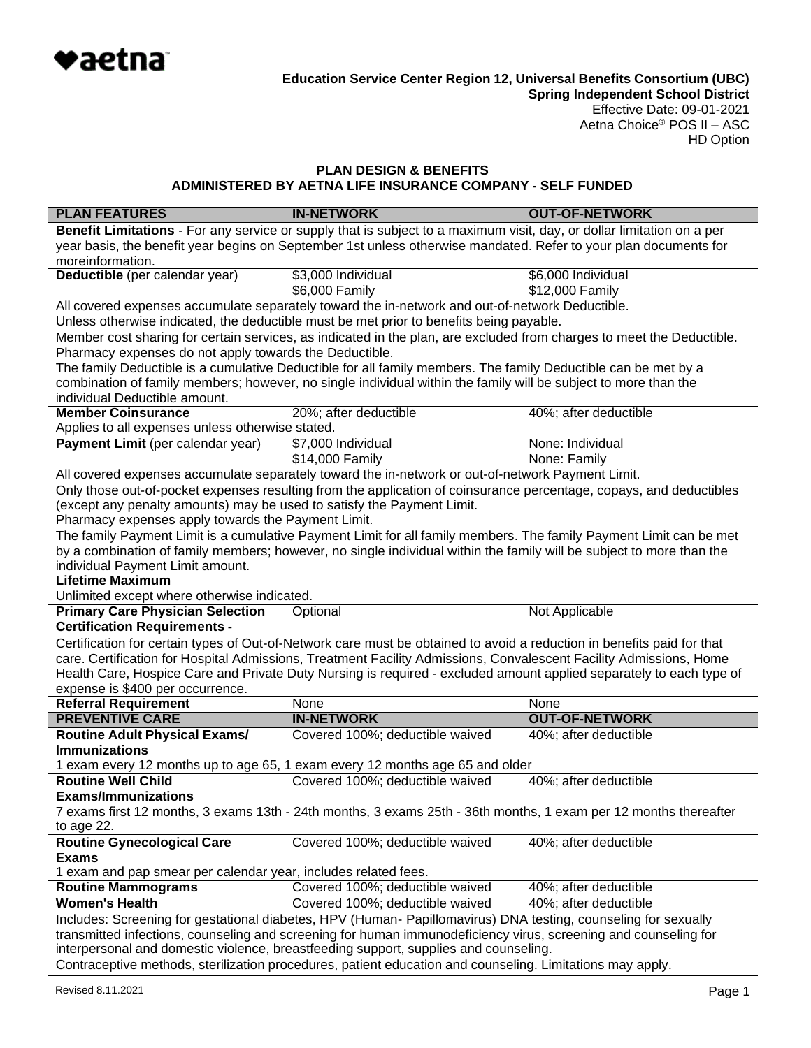**Education Service Center Region 12, Universal Benefits Consortium (UBC)**
**Spring Independent School District**
Effective Date: 09-01-2021
Aetna Choice® POS II – ASC
HD Option

## PLAN DESIGN & BENEFITS
## ADMINISTERED BY AETNA LIFE INSURANCE COMPANY - SELF FUNDED

| PLAN FEATURES | IN-NETWORK | OUT-OF-NETWORK |
|---|---|---|
| **Benefit Limitations** - For any service or supply that is subject to a maximum visit, day, or dollar limitation on a per year basis, the benefit year begins on September 1st unless otherwise mandated. Refer to your plan documents for moreinformation. | | |
| **Deductible** (per calendar year) | $3,000 Individual<br>$6,000 Family | $6,000 Individual<br>$12,000 Family |
| All covered expenses accumulate separately toward the in-network and out-of-network Deductible.<br>Unless otherwise indicated, the deductible must be met prior to benefits being payable.<br>Member cost sharing for certain services, as indicated in the plan, are excluded from charges to meet the Deductible.<br>Pharmacy expenses do not apply towards the Deductible.<br>The family Deductible is a cumulative Deductible for all family members. The family Deductible can be met by a combination of family members; however, no single individual within the family will be subject to more than the individual Deductible amount. | | |
| **Member Coinsurance** | 20%; after deductible | 40%; after deductible |
| Applies to all expenses unless otherwise stated. | | |
| **Payment Limit** (per calendar year) | $7,000 Individual<br>$14,000 Family | None: Individual<br>None: Family |
| All covered expenses accumulate separately toward the in-network or out-of-network Payment Limit.<br>Only those out-of-pocket expenses resulting from the application of coinsurance percentage, copays, and deductibles (except any penalty amounts) may be used to satisfy the Payment Limit.<br>Pharmacy expenses apply towards the Payment Limit.<br>The family Payment Limit is a cumulative Payment Limit for all family members. The family Payment Limit can be met by a combination of family members; however, no single individual within the family will be subject to more than the individual Payment Limit amount. | | |
| **Lifetime Maximum** | | |
| Unlimited except where otherwise indicated. | | |
| **Primary Care Physician Selection** | Optional | Not Applicable |
| **Certification Requirements -** | | |
| Certification for certain types of Out-of-Network care must be obtained to avoid a reduction in benefits paid for that care. Certification for Hospital Admissions, Treatment Facility Admissions, Convalescent Facility Admissions, Home Health Care, Hospice Care and Private Duty Nursing is required - excluded amount applied separately to each type of expense is $400 per occurrence. | | |
| **Referral Requirement** | None | None |
| **PREVENTIVE CARE** | **IN-NETWORK** | **OUT-OF-NETWORK** |
| **Routine Adult Physical Exams/ Immunizations** | Covered 100%; deductible waived | 40%; after deductible |
| 1 exam every 12 months up to age 65, 1 exam every 12 months age 65 and older | | |
| **Routine Well Child Exams/Immunizations** | Covered 100%; deductible waived | 40%; after deductible |
| 7 exams first 12 months, 3 exams 13th - 24th months, 3 exams 25th - 36th months, 1 exam per 12 months thereafter to age 22. | | |
| **Routine Gynecological Care Exams** | Covered 100%; deductible waived | 40%; after deductible |
| 1 exam and pap smear per calendar year, includes related fees. | | |
| **Routine Mammograms** | Covered 100%; deductible waived | 40%; after deductible |
| **Women's Health** | Covered 100%; deductible waived | 40%; after deductible |
| Includes: Screening for gestational diabetes, HPV (Human- Papillomavirus) DNA testing, counseling for sexually transmitted infections, counseling and screening for human immunodeficiency virus, screening and counseling for interpersonal and domestic violence, breastfeeding support, supplies and counseling.<br>Contraceptive methods, sterilization procedures, patient education and counseling. Limitations may apply. | | |

Revised 8.11.2021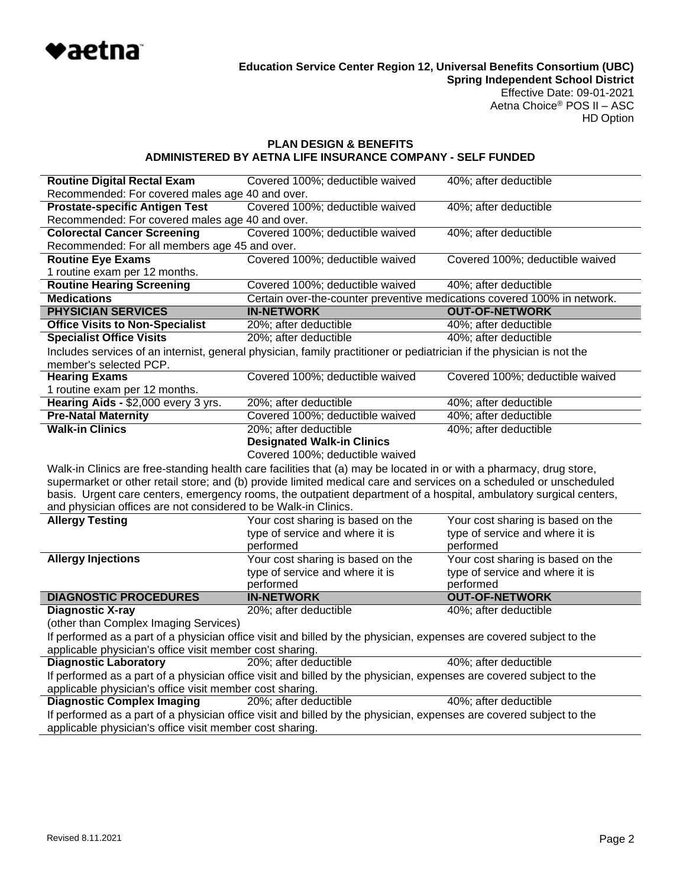**Education Service Center Region 12, Universal Benefits Consortium (UBC)**
**Spring Independent School District**
Effective Date: 09-01-2021
Aetna Choice® POS II – ASC
HD Option

## PLAN DESIGN & BENEFITS
## ADMINISTERED BY AETNA LIFE INSURANCE COMPANY - SELF FUNDED

| | | |
|---|---|---|
| **Routine Digital Rectal Exam** | Covered 100%; deductible waived | 40%; after deductible |
| Recommended: For covered males age 40 and over. | | |
| **Prostate-specific Antigen Test** | Covered 100%; deductible waived | 40%; after deductible |
| Recommended: For covered males age 40 and over. | | |
| **Colorectal Cancer Screening** | Covered 100%; deductible waived | 40%; after deductible |
| Recommended: For all members age 45 and over. | | |
| **Routine Eye Exams** | Covered 100%; deductible waived | Covered 100%; deductible waived |
| 1 routine exam per 12 months. | | |
| **Routine Hearing Screening** | Covered 100%; deductible waived | 40%; after deductible |
| **Medications** | Certain over-the-counter preventive medications covered 100% in network. | |
| **PHYSICIAN SERVICES** | **IN-NETWORK** | **OUT-OF-NETWORK** |
| **Office Visits to Non-Specialist** | 20%; after deductible | 40%; after deductible |
| **Specialist Office Visits** | 20%; after deductible | 40%; after deductible |
| Includes services of an internist, general physician, family practitioner or pediatrician if the physician is not the member's selected PCP. | | |
| **Hearing Exams** | Covered 100%; deductible waived | Covered 100%; deductible waived |
| 1 routine exam per 12 months. | | |
| **Hearing Aids -** $2,000 every 3 yrs. | 20%; after deductible | 40%; after deductible |
| **Pre-Natal Maternity** | Covered 100%; deductible waived | 40%; after deductible |
| **Walk-in Clinics** | 20%; after deductible<br>**Designated Walk-in Clinics**<br>Covered 100%; deductible waived | 40%; after deductible |
| Walk-in Clinics are free-standing health care facilities that (a) may be located in or with a pharmacy, drug store, supermarket or other retail store; and (b) provide limited medical care and services on a scheduled or unscheduled basis. Urgent care centers, emergency rooms, the outpatient department of a hospital, ambulatory surgical centers, and physician offices are not considered to be Walk-in Clinics. | | |
| **Allergy Testing** | Your cost sharing is based on the type of service and where it is performed | Your cost sharing is based on the type of service and where it is performed |
| **Allergy Injections** | Your cost sharing is based on the type of service and where it is performed | Your cost sharing is based on the type of service and where it is performed |
| **DIAGNOSTIC PROCEDURES** | **IN-NETWORK** | **OUT-OF-NETWORK** |
| **Diagnostic X-ray**<br>(other than Complex Imaging Services) | 20%; after deductible | 40%; after deductible |
| If performed as a part of a physician office visit and billed by the physician, expenses are covered subject to the applicable physician's office visit member cost sharing. | | |
| **Diagnostic Laboratory** | 20%; after deductible | 40%; after deductible |
| If performed as a part of a physician office visit and billed by the physician, expenses are covered subject to the applicable physician's office visit member cost sharing. | | |
| **Diagnostic Complex Imaging** | 20%; after deductible | 40%; after deductible |
| If performed as a part of a physician office visit and billed by the physician, expenses are covered subject to the applicable physician's office visit member cost sharing. | | |

Revised 8.11.2021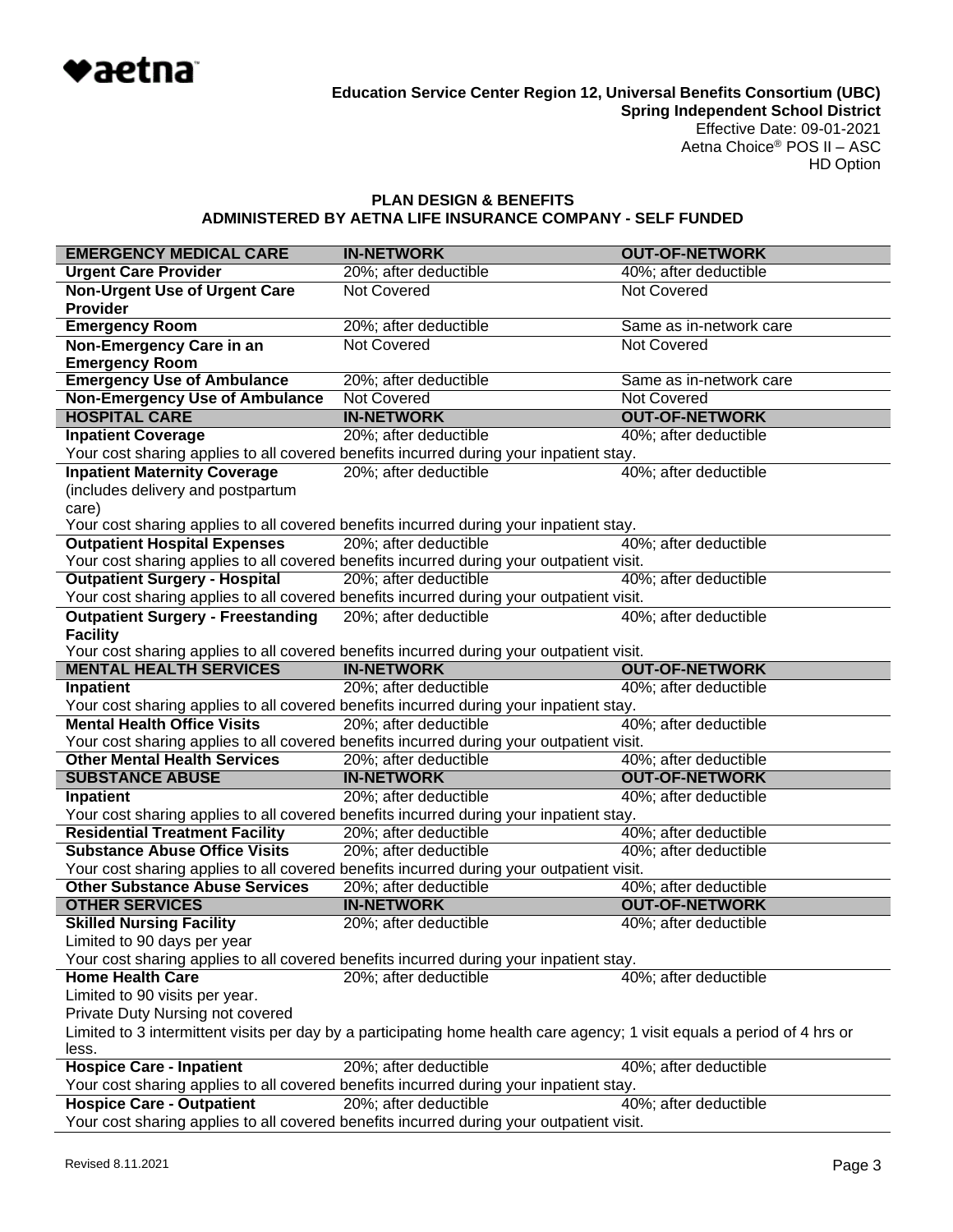♥aetna

**Education Service Center Region 12, Universal Benefits Consortium (UBC)**
**Spring Independent School District**
Effective Date: 09-01-2021
Aetna Choice® POS II – ASC
HD Option

## PLAN DESIGN & BENEFITS
## ADMINISTERED BY AETNA LIFE INSURANCE COMPANY - SELF FUNDED

| EMERGENCY MEDICAL CARE | IN-NETWORK | OUT-OF-NETWORK |
|---|---|---|
| **Urgent Care Provider** | 20%; after deductible | 40%; after deductible |
| **Non-Urgent Use of Urgent Care Provider** | Not Covered | Not Covered |
| **Emergency Room** | 20%; after deductible | Same as in-network care |
| **Non-Emergency Care in an Emergency Room** | Not Covered | Not Covered |
| **Emergency Use of Ambulance** | 20%; after deductible | Same as in-network care |
| **Non-Emergency Use of Ambulance** | Not Covered | Not Covered |
| **HOSPITAL CARE** | **IN-NETWORK** | **OUT-OF-NETWORK** |
| **Inpatient Coverage** | 20%; after deductible | 40%; after deductible |
| Your cost sharing applies to all covered benefits incurred during your inpatient stay. | | |
| **Inpatient Maternity Coverage** (includes delivery and postpartum care) | 20%; after deductible | 40%; after deductible |
| Your cost sharing applies to all covered benefits incurred during your inpatient stay. | | |
| **Outpatient Hospital Expenses** | 20%; after deductible | 40%; after deductible |
| Your cost sharing applies to all covered benefits incurred during your outpatient visit. | | |
| **Outpatient Surgery - Hospital** | 20%; after deductible | 40%; after deductible |
| Your cost sharing applies to all covered benefits incurred during your outpatient visit. | | |
| **Outpatient Surgery - Freestanding Facility** | 20%; after deductible | 40%; after deductible |
| Your cost sharing applies to all covered benefits incurred during your outpatient visit. | | |
| **MENTAL HEALTH SERVICES** | **IN-NETWORK** | **OUT-OF-NETWORK** |
| **Inpatient** | 20%; after deductible | 40%; after deductible |
| Your cost sharing applies to all covered benefits incurred during your inpatient stay. | | |
| **Mental Health Office Visits** | 20%; after deductible | 40%; after deductible |
| Your cost sharing applies to all covered benefits incurred during your outpatient visit. | | |
| **Other Mental Health Services** | 20%; after deductible | 40%; after deductible |
| **SUBSTANCE ABUSE** | **IN-NETWORK** | **OUT-OF-NETWORK** |
| **Inpatient** | 20%; after deductible | 40%; after deductible |
| Your cost sharing applies to all covered benefits incurred during your inpatient stay. | | |
| **Residential Treatment Facility** | 20%; after deductible | 40%; after deductible |
| **Substance Abuse Office Visits** | 20%; after deductible | 40%; after deductible |
| Your cost sharing applies to all covered benefits incurred during your outpatient visit. | | |
| **Other Substance Abuse Services** | 20%; after deductible | 40%; after deductible |
| **OTHER SERVICES** | **IN-NETWORK** | **OUT-OF-NETWORK** |
| **Skilled Nursing Facility** Limited to 90 days per year | 20%; after deductible | 40%; after deductible |
| Your cost sharing applies to all covered benefits incurred during your inpatient stay. | | |
| **Home Health Care** Limited to 90 visits per year. Private Duty Nursing not covered | 20%; after deductible | 40%; after deductible |
| Limited to 3 intermittent visits per day by a participating home health care agency; 1 visit equals a period of 4 hrs or less. | | |
| **Hospice Care - Inpatient** | 20%; after deductible | 40%; after deductible |
| Your cost sharing applies to all covered benefits incurred during your inpatient stay. | | |
| **Hospice Care - Outpatient** | 20%; after deductible | 40%; after deductible |
| Your cost sharing applies to all covered benefits incurred during your outpatient visit. | | |

Revised 8.11.2021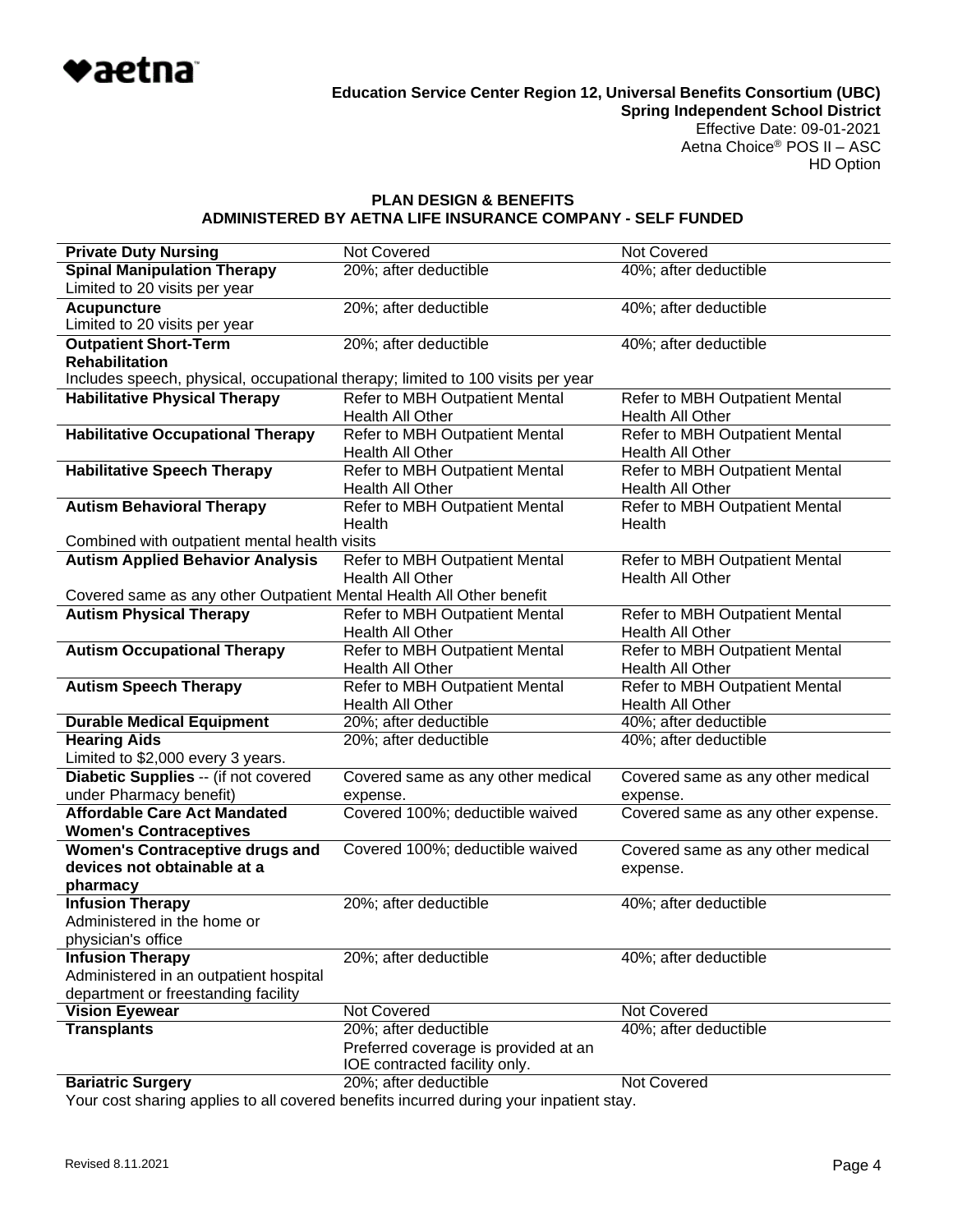**Education Service Center Region 12, Universal Benefits Consortium (UBC)**
**Spring Independent School District**
Effective Date: 09-01-2021
Aetna Choice® POS II – ASC
HD Option

## PLAN DESIGN & BENEFITS
## ADMINISTERED BY AETNA LIFE INSURANCE COMPANY - SELF FUNDED

| | | |
|---|---|---|
| **Private Duty Nursing** | Not Covered | Not Covered |
| **Spinal Manipulation Therapy** Limited to 20 visits per year | 20%; after deductible | 40%; after deductible |
| **Acupuncture** Limited to 20 visits per year | 20%; after deductible | 40%; after deductible |
| **Outpatient Short-Term Rehabilitation** Includes speech, physical, occupational therapy; limited to 100 visits per year | 20%; after deductible | 40%; after deductible |
| **Habilitative Physical Therapy** | Refer to MBH Outpatient Mental Health All Other | Refer to MBH Outpatient Mental Health All Other |
| **Habilitative Occupational Therapy** | Refer to MBH Outpatient Mental Health All Other | Refer to MBH Outpatient Mental Health All Other |
| **Habilitative Speech Therapy** | Refer to MBH Outpatient Mental Health All Other | Refer to MBH Outpatient Mental Health All Other |
| **Autism Behavioral Therapy** Combined with outpatient mental health visits | Refer to MBH Outpatient Mental Health | Refer to MBH Outpatient Mental Health |
| **Autism Applied Behavior Analysis** Covered same as any other Outpatient Mental Health All Other benefit | Refer to MBH Outpatient Mental Health All Other | Refer to MBH Outpatient Mental Health All Other |
| **Autism Physical Therapy** | Refer to MBH Outpatient Mental Health All Other | Refer to MBH Outpatient Mental Health All Other |
| **Autism Occupational Therapy** | Refer to MBH Outpatient Mental Health All Other | Refer to MBH Outpatient Mental Health All Other |
| **Autism Speech Therapy** | Refer to MBH Outpatient Mental Health All Other | Refer to MBH Outpatient Mental Health All Other |
| **Durable Medical Equipment** | 20%; after deductible | 40%; after deductible |
| **Hearing Aids** Limited to $2,000 every 3 years. | 20%; after deductible | 40%; after deductible |
| **Diabetic Supplies** -- (if not covered under Pharmacy benefit) | Covered same as any other medical expense. | Covered same as any other medical expense. |
| **Affordable Care Act Mandated Women's Contraceptives** | Covered 100%; deductible waived | Covered same as any other expense. |
| **Women's Contraceptive drugs and devices not obtainable at a pharmacy** | Covered 100%; deductible waived | Covered same as any other medical expense. |
| **Infusion Therapy** Administered in the home or physician's office | 20%; after deductible | 40%; after deductible |
| **Infusion Therapy** Administered in an outpatient hospital department or freestanding facility | 20%; after deductible | 40%; after deductible |
| **Vision Eyewear** | Not Covered | Not Covered |
| **Transplants** | 20%; after deductible Preferred coverage is provided at an IOE contracted facility only. | 40%; after deductible |
| **Bariatric Surgery** Your cost sharing applies to all covered benefits incurred during your inpatient stay. | 20%; after deductible | Not Covered |

Revised 8.11.2021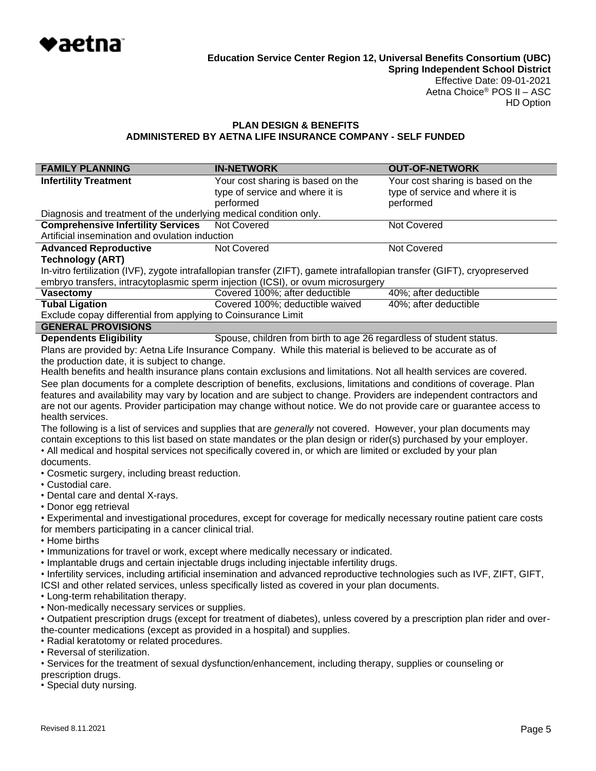**Education Service Center Region 12, Universal Benefits Consortium (UBC)**
**Spring Independent School District**
Effective Date: 09-01-2021
Aetna Choice® POS II – ASC
HD Option

## PLAN DESIGN & BENEFITS
## ADMINISTERED BY AETNA LIFE INSURANCE COMPANY - SELF FUNDED

| FAMILY PLANNING | IN-NETWORK | OUT-OF-NETWORK |
|---|---|---|
| **Infertility Treatment** | Your cost sharing is based on the type of service and where it is performed | Your cost sharing is based on the type of service and where it is performed |
| Diagnosis and treatment of the underlying medical condition only. | | |
| **Comprehensive Infertility Services** | Not Covered | Not Covered |
| Artificial insemination and ovulation induction | | |
| **Advanced Reproductive Technology (ART)** | Not Covered | Not Covered |
| In-vitro fertilization (IVF), zygote intrafallopian transfer (ZIFT), gamete intrafallopian transfer (GIFT), cryopreserved embryo transfers, intracytoplasmic sperm injection (ICSI), or ovum microsurgery | | |
| **Vasectomy** | Covered 100%; after deductible | 40%; after deductible |
| **Tubal Ligation** | Covered 100%; deductible waived | 40%; after deductible |
| Exclude copay differential from applying to Coinsurance Limit | | |
| **GENERAL PROVISIONS** | | |
| **Dependents Eligibility** | Spouse, children from birth to age 26 regardless of student status. | |

Plans are provided by: Aetna Life Insurance Company. While this material is believed to be accurate as of the production date, it is subject to change.

Health benefits and health insurance plans contain exclusions and limitations. Not all health services are covered. See plan documents for a complete description of benefits, exclusions, limitations and conditions of coverage. Plan features and availability may vary by location and are subject to change. Providers are independent contractors and are not our agents. Provider participation may change without notice. We do not provide care or guarantee access to health services.

The following is a list of services and supplies that are *generally* not covered. However, your plan documents may contain exceptions to this list based on state mandates or the plan design or rider(s) purchased by your employer.

- All medical and hospital services not specifically covered in, or which are limited or excluded by your plan documents.
- Cosmetic surgery, including breast reduction.
- Custodial care.
- Dental care and dental X-rays.
- Donor egg retrieval
- Experimental and investigational procedures, except for coverage for medically necessary routine patient care costs for members participating in a cancer clinical trial.
- Home births
- Immunizations for travel or work, except where medically necessary or indicated.
- Implantable drugs and certain injectable drugs including injectable infertility drugs.
- Infertility services, including artificial insemination and advanced reproductive technologies such as IVF, ZIFT, GIFT, ICSI and other related services, unless specifically listed as covered in your plan documents.
- Long-term rehabilitation therapy.
- Non-medically necessary services or supplies.
- Outpatient prescription drugs (except for treatment of diabetes), unless covered by a prescription plan rider and over-the-counter medications (except as provided in a hospital) and supplies.
- Radial keratotomy or related procedures.
- Reversal of sterilization.
- Services for the treatment of sexual dysfunction/enhancement, including therapy, supplies or counseling or prescription drugs.
- Special duty nursing.

Revised 8.11.2021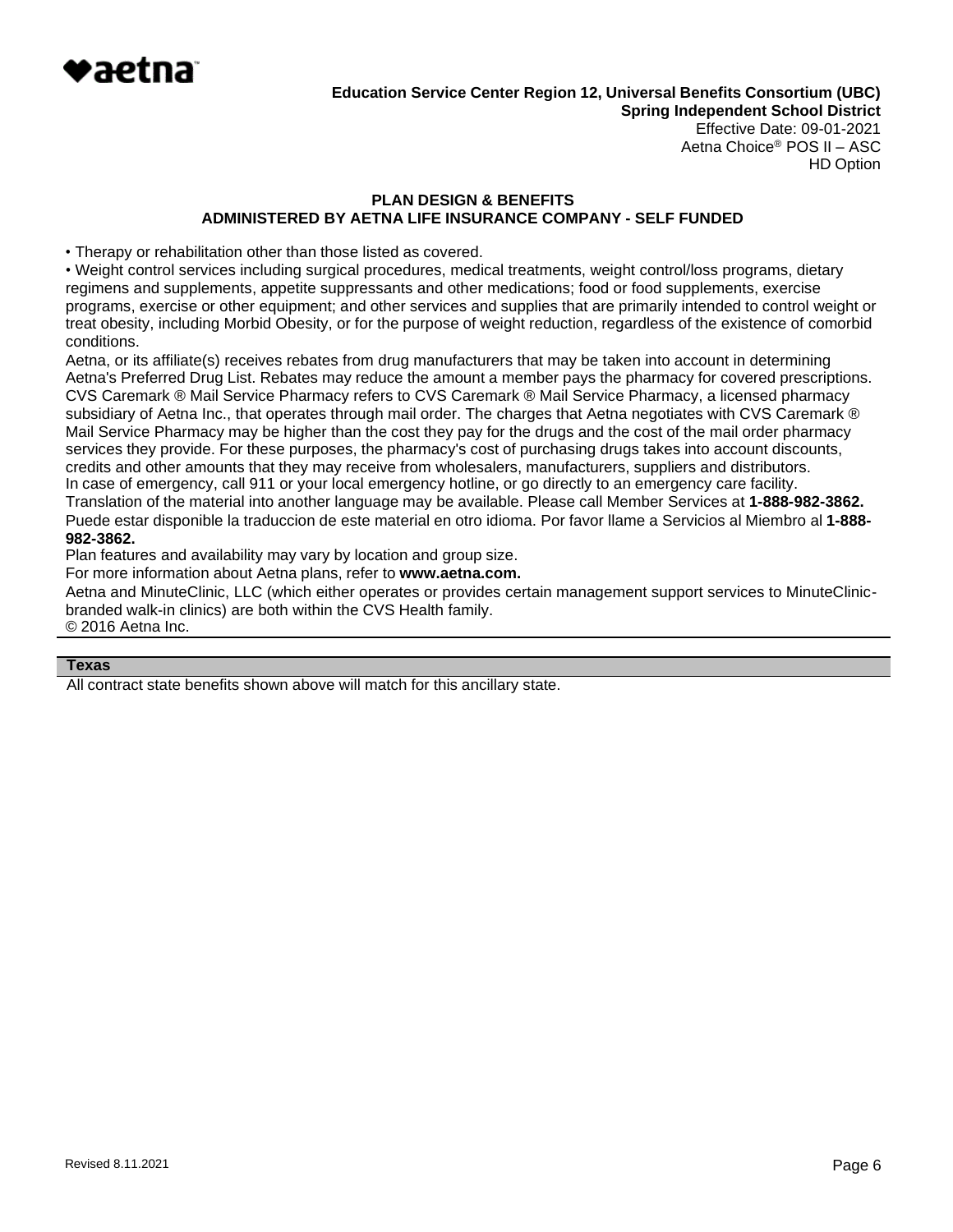**Education Service Center Region 12, Universal Benefits Consortium (UBC)**
**Spring Independent School District**
Effective Date: 09-01-2021
Aetna Choice® POS II – ASC
HD Option

**PLAN DESIGN & BENEFITS**
**ADMINISTERED BY AETNA LIFE INSURANCE COMPANY - SELF FUNDED**

• Therapy or rehabilitation other than those listed as covered.
• Weight control services including surgical procedures, medical treatments, weight control/loss programs, dietary regimens and supplements, appetite suppressants and other medications; food or food supplements, exercise programs, exercise or other equipment; and other services and supplies that are primarily intended to control weight or treat obesity, including Morbid Obesity, or for the purpose of weight reduction, regardless of the existence of comorbid conditions.

Aetna, or its affiliate(s) receives rebates from drug manufacturers that may be taken into account in determining Aetna's Preferred Drug List. Rebates may reduce the amount a member pays the pharmacy for covered prescriptions. CVS Caremark ® Mail Service Pharmacy refers to CVS Caremark ® Mail Service Pharmacy, a licensed pharmacy subsidiary of Aetna Inc., that operates through mail order. The charges that Aetna negotiates with CVS Caremark ® Mail Service Pharmacy may be higher than the cost they pay for the drugs and the cost of the mail order pharmacy services they provide. For these purposes, the pharmacy's cost of purchasing drugs takes into account discounts, credits and other amounts that they may receive from wholesalers, manufacturers, suppliers and distributors.
In case of emergency, call 911 or your local emergency hotline, or go directly to an emergency care facility.
Translation of the material into another language may be available. Please call Member Services at **1-888-982-3862.**
Puede estar disponible la traduccion de este material en otro idioma. Por favor llame a Servicios al Miembro al **1-888-982-3862.**
Plan features and availability may vary by location and group size.
For more information about Aetna plans, refer to **www.aetna.com.**
Aetna and MinuteClinic, LLC (which either operates or provides certain management support services to MinuteClinic-branded walk-in clinics) are both within the CVS Health family.
© 2016 Aetna Inc.

**Texas**

All contract state benefits shown above will match for this ancillary state.

Revised 8.11.2021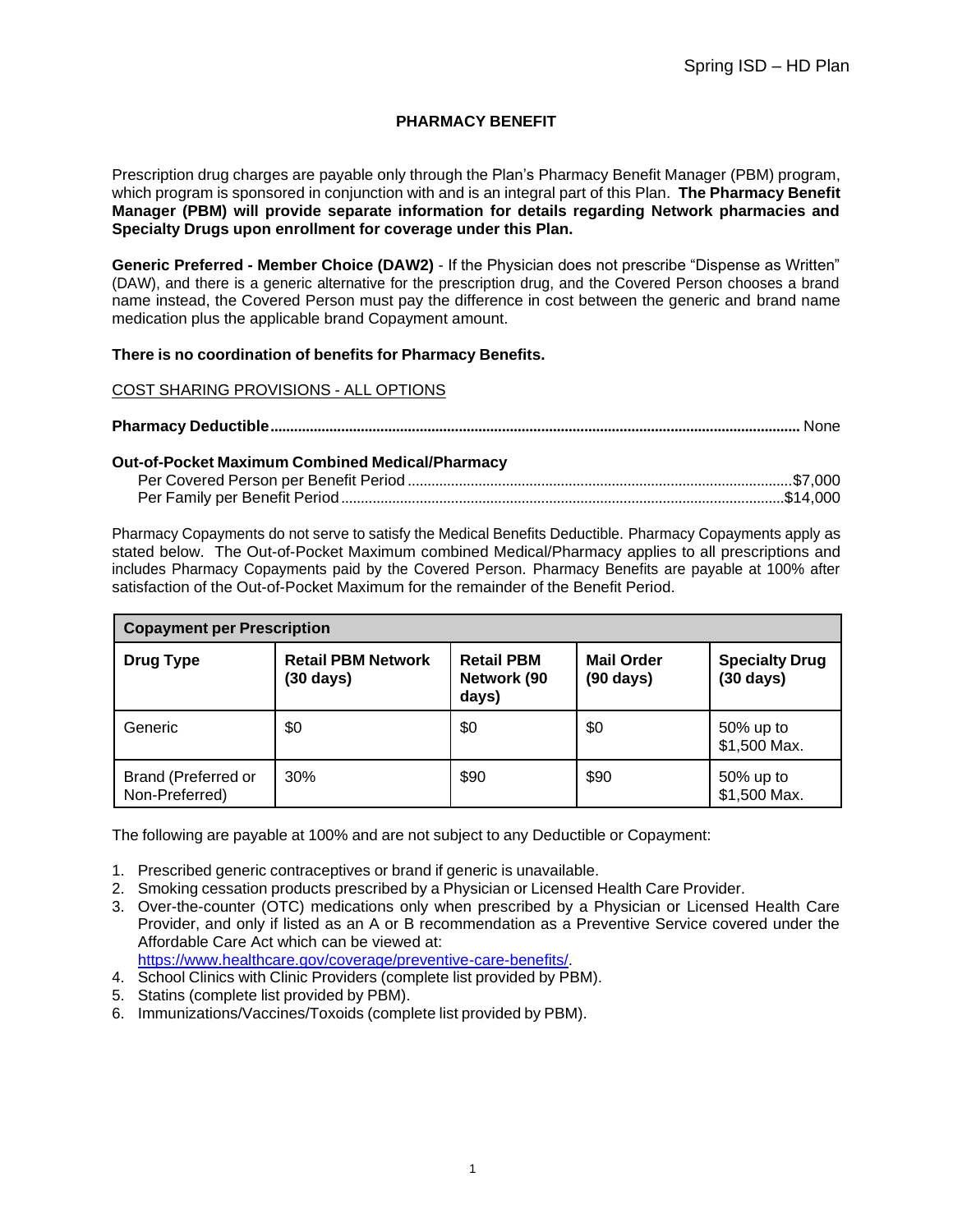# PHARMACY BENEFIT

Prescription drug charges are payable only through the Plan's Pharmacy Benefit Manager (PBM) program, which program is sponsored in conjunction with and is an integral part of this Plan. **The Pharmacy Benefit Manager (PBM) will provide separate information for details regarding Network pharmacies and Specialty Drugs upon enrollment for coverage under this Plan.**

**Generic Preferred - Member Choice (DAW2)** - If the Physician does not prescribe "Dispense as Written" (DAW), and there is a generic alternative for the prescription drug, and the Covered Person chooses a brand name instead, the Covered Person must pay the difference in cost between the generic and brand name medication plus the applicable brand Copayment amount.

**There is no coordination of benefits for Pharmacy Benefits.**

<u>COST SHARING PROVISIONS - ALL OPTIONS</u>

**Pharmacy Deductible**........................................................................ None

**Out-of-Pocket Maximum Combined Medical/Pharmacy**

Per Covered Person per Benefit Period........................................................$7,000
Per Family per Benefit Period....................................................................$14,000

Pharmacy Copayments do not serve to satisfy the Medical Benefits Deductible. Pharmacy Copayments apply as stated below. The Out-of-Pocket Maximum combined Medical/Pharmacy applies to all prescriptions and includes Pharmacy Copayments paid by the Covered Person. Pharmacy Benefits are payable at 100% after satisfaction of the Out-of-Pocket Maximum for the remainder of the Benefit Period.

| **Copayment per Prescription** | | | | |
|---|---|---|---|---|
| **Drug Type** | **Retail PBM Network (30 days)** | **Retail PBM Network (90 days)** | **Mail Order (90 days)** | **Specialty Drug (30 days)** |
| Generic | $0 | $0 | $0 | 50% up to $1,500 Max. |
| Brand (Preferred or Non-Preferred) | 30% | $90 | $90 | 50% up to $1,500 Max. |

The following are payable at 100% and are not subject to any Deductible or Copayment:

1. Prescribed generic contraceptives or brand if generic is unavailable.
2. Smoking cessation products prescribed by a Physician or Licensed Health Care Provider.
3. Over-the-counter (OTC) medications only when prescribed by a Physician or Licensed Health Care Provider, and only if listed as an A or B recommendation as a Preventive Service covered under the Affordable Care Act which can be viewed at: https://www.healthcare.gov/coverage/preventive-care-benefits/.
4. School Clinics with Clinic Providers (complete list provided by PBM).
5. Statins (complete list provided by PBM).
6. Immunizations/Vaccines/Toxoids (complete list provided by PBM).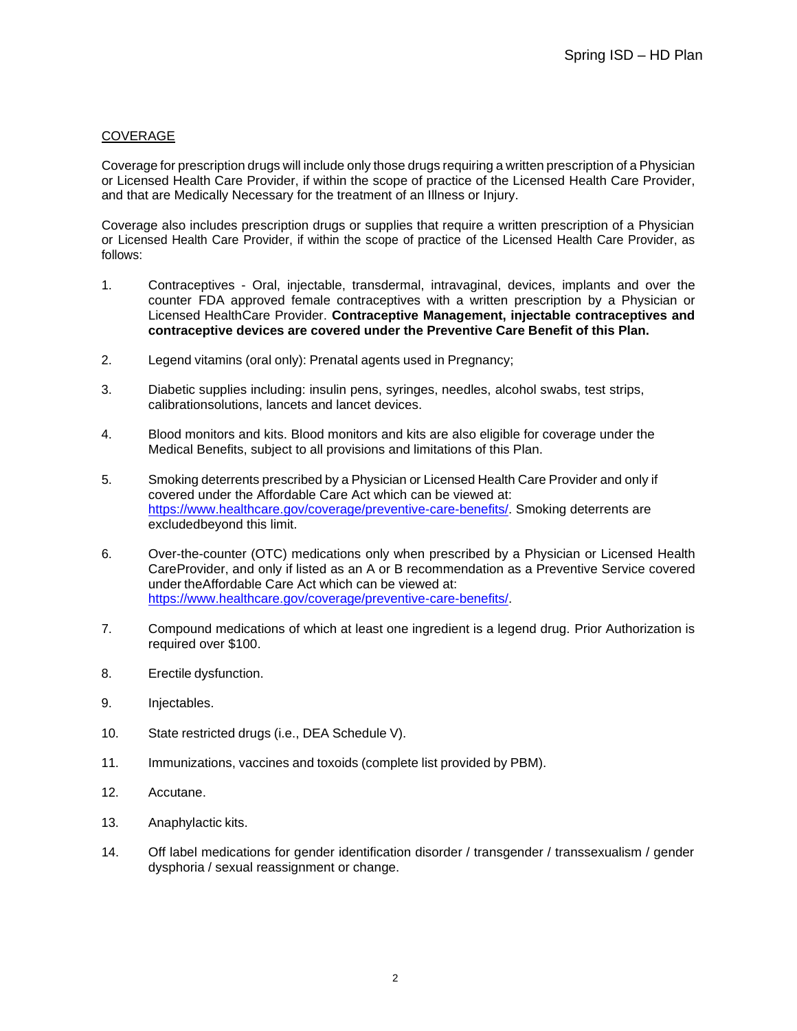COVERAGE

Coverage for prescription drugs will include only those drugs requiring a written prescription of a Physician or Licensed Health Care Provider, if within the scope of practice of the Licensed Health Care Provider, and that are Medically Necessary for the treatment of an Illness or Injury.

Coverage also includes prescription drugs or supplies that require a written prescription of a Physician or Licensed Health Care Provider, if within the scope of practice of the Licensed Health Care Provider, as follows:

1. Contraceptives - Oral, injectable, transdermal, intravaginal, devices, implants and over the counter FDA approved female contraceptives with a written prescription by a Physician or Licensed HealthCare Provider. **Contraceptive Management, injectable contraceptives and contraceptive devices are covered under the Preventive Care Benefit of this Plan.**

2. Legend vitamins (oral only): Prenatal agents used in Pregnancy;

3. Diabetic supplies including: insulin pens, syringes, needles, alcohol swabs, test strips, calibrationsolutions, lancets and lancet devices.

4. Blood monitors and kits. Blood monitors and kits are also eligible for coverage under the Medical Benefits, subject to all provisions and limitations of this Plan.

5. Smoking deterrents prescribed by a Physician or Licensed Health Care Provider and only if covered under the Affordable Care Act which can be viewed at: https://www.healthcare.gov/coverage/preventive-care-benefits/. Smoking deterrents are excludedbeyond this limit.

6. Over-the-counter (OTC) medications only when prescribed by a Physician or Licensed Health CareProvider, and only if listed as an A or B recommendation as a Preventive Service covered under theAffordable Care Act which can be viewed at: https://www.healthcare.gov/coverage/preventive-care-benefits/.

7. Compound medications of which at least one ingredient is a legend drug. Prior Authorization is required over $100.

8. Erectile dysfunction.

9. Injectables.

10. State restricted drugs (i.e., DEA Schedule V).

11. Immunizations, vaccines and toxoids (complete list provided by PBM).

12. Accutane.

13. Anaphylactic kits.

14. Off label medications for gender identification disorder / transgender / transsexualism / gender dysphoria / sexual reassignment or change.